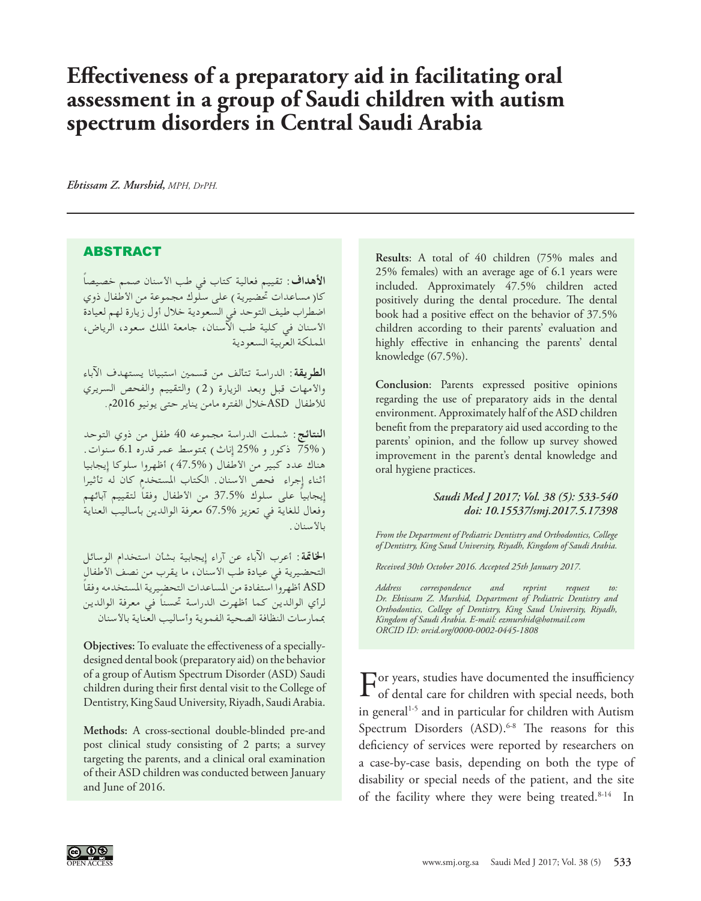# Effectiveness of a preparatory aid in facilitating oral assessment in a group of Saudi children with autism spectrum disorders in Central Saudi Arabia

*Ebtissam Z. Murshid, MPH, DrPH.*

## ABSTRACT

**الأهداف:** تقييم فعالية كتاب في طب الأسنان صمم خصيصاً كا( مساعدات تحضيرية ) على سلوك مجموعة من الأطفال ذوي اضطراب طيف التوحد في السعودية خلال أول زيارة لهم لعيادة الأسنان في كلية طب الأسنان، جامعة الملك سعود، الرياض، المملكة العربية السعودية

**الطريقة:** الدراسة تتألف من قسمين استبيانا يستهدف الآباء والأمهات قبل وبعد الزيارة (2) والتقييم والفحص السريري للأطفال ASDخلال الفتره مامن يناير حتى يونيو 2016م.

**النتائج:** شملت الدراسة مجموعه 40 طفل من ذوي التوحد (75% ذكور و 25% إناث) بمتوسط عمر قدره 6.1 سنوات. هناك عدد كبير من الأطفال (47.5%) أظهروا سلوكا إيجابيا أثناء إجراء فحص الأسنان. الكتاب المستخدم كان له تأثيرا إيجابياً على سلوك 37.5% من الأطفال وفقاً لتقييم آبائهم وفعال للغاية في تعزيز 67.5% معرفة الوالدين بأساليب العناية بالأسنان.

**الخاتمة:** أعرب الآباء عن آراء إيجابية بشأن استخدام الوسائل التحضيرية في عيادة طب الأسنان، ما يقرب من نصف الأطفال ASD أظهروا استفادة من المساعدات التحضيرية المستخدمه وفقاً لرأي الوالدين كما أظهرت الدراسة تحسناً في معرفة الوالدين بممارسات النظافة الصحية الفموية وأساليب العناية بالأسنان

**Objectives:** To evaluate the effectiveness of a specially-designed dental book (preparatory aid) on the behavior of a group of Autism Spectrum Disorder (ASD) Saudi children during their first dental visit to the College of Dentistry, King Saud University, Riyadh, Saudi Arabia.

**Methods:** A cross-sectional double-blinded pre-and post clinical study consisting of 2 parts; a survey targeting the parents, and a clinical oral examination of their ASD children was conducted between January and June of 2016.

**Results**: A total of 40 children (75% males and 25% females) with an average age of 6.1 years were included. Approximately 47.5% children acted positively during the dental procedure. The dental book had a positive effect on the behavior of 37.5% children according to their parents' evaluation and highly effective in enhancing the parents' dental knowledge (67.5%).

**Conclusion**: Parents expressed positive opinions regarding the use of preparatory aids in the dental environment. Approximately half of the ASD children benefit from the preparatory aid used according to the parents' opinion, and the follow up survey showed improvement in the parent's dental knowledge and oral hygiene practices.

***Saudi Med J 2017; Vol. 38 (5): 533-540***
***doi: 10.15537/smj.2017.5.17398***

*From the Department of Pediatric Dentistry and Orthodontics, College of Dentistry, King Saud University, Riyadh, Kingdom of Saudi Arabia.*

*Received 30th October 2016. Accepted 25th January 2017.*

*Address correspondence and reprint request to: Dr. Ebtissam Z. Murshid, Department of Pediatric Dentistry and Orthodontics, College of Dentistry, King Saud University, Riyadh, Kingdom of Saudi Arabia. E-mail: ezmurshid@hotmail.com*
*ORCID ID: orcid.org/0000-0002-0445-1808*

For years, studies have documented the insufficiency of dental care for children with special needs, both in general[1-5] and in particular for children with Autism Spectrum Disorders (ASD).[6-8] The reasons for this deficiency of services were reported by researchers on a case-by-case basis, depending on both the type of disability or special needs of the patient, and the site of the facility where they were being treated.[8-14] In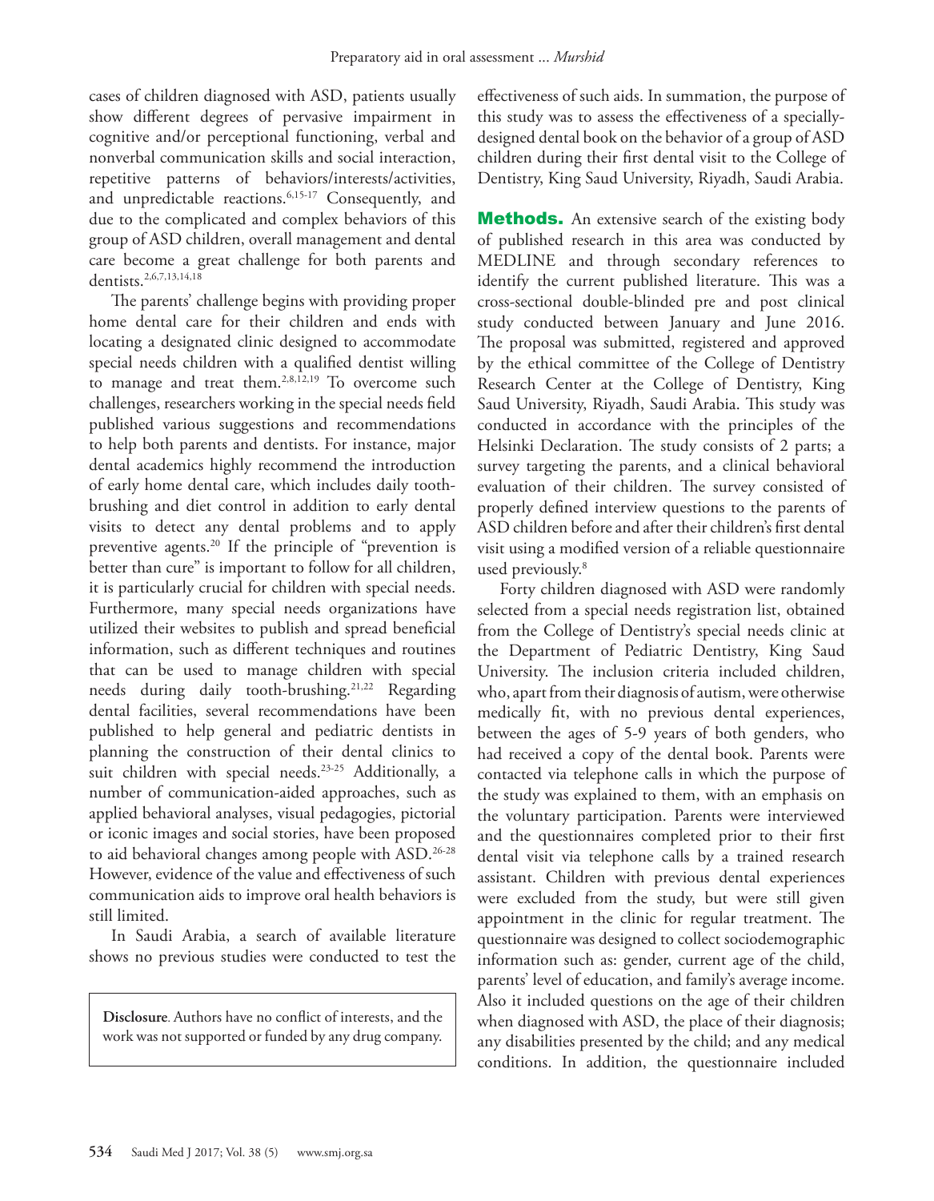cases of children diagnosed with ASD, patients usually show different degrees of pervasive impairment in cognitive and/or perceptional functioning, verbal and nonverbal communication skills and social interaction, repetitive patterns of behaviors/interests/activities, and unpredictable reactions.[6,15-17] Consequently, and due to the complicated and complex behaviors of this group of ASD children, overall management and dental care become a great challenge for both parents and dentists.[2,6,7,13,14,18]

The parents' challenge begins with providing proper home dental care for their children and ends with locating a designated clinic designed to accommodate special needs children with a qualified dentist willing to manage and treat them.[2,8,12,19] To overcome such challenges, researchers working in the special needs field published various suggestions and recommendations to help both parents and dentists. For instance, major dental academics highly recommend the introduction of early home dental care, which includes daily tooth-brushing and diet control in addition to early dental visits to detect any dental problems and to apply preventive agents.[20] If the principle of "prevention is better than cure" is important to follow for all children, it is particularly crucial for children with special needs. Furthermore, many special needs organizations have utilized their websites to publish and spread beneficial information, such as different techniques and routines that can be used to manage children with special needs during daily tooth-brushing.[21,22] Regarding dental facilities, several recommendations have been published to help general and pediatric dentists in planning the construction of their dental clinics to suit children with special needs.[23-25] Additionally, a number of communication-aided approaches, such as applied behavioral analyses, visual pedagogies, pictorial or iconic images and social stories, have been proposed to aid behavioral changes among people with ASD.[26-28] However, evidence of the value and effectiveness of such communication aids to improve oral health behaviors is still limited.

In Saudi Arabia, a search of available literature shows no previous studies were conducted to test the effectiveness of such aids. In summation, the purpose of this study was to assess the effectiveness of a specially-designed dental book on the behavior of a group of ASD children during their first dental visit to the College of Dentistry, King Saud University, Riyadh, Saudi Arabia.

**Disclosure**. Authors have no conflict of interests, and the work was not supported or funded by any drug company.

## Methods.

An extensive search of the existing body of published research in this area was conducted by MEDLINE and through secondary references to identify the current published literature. This was a cross-sectional double-blinded pre and post clinical study conducted between January and June 2016. The proposal was submitted, registered and approved by the ethical committee of the College of Dentistry Research Center at the College of Dentistry, King Saud University, Riyadh, Saudi Arabia. This study was conducted in accordance with the principles of the Helsinki Declaration. The study consists of 2 parts; a survey targeting the parents, and a clinical behavioral evaluation of their children. The survey consisted of properly defined interview questions to the parents of ASD children before and after their children's first dental visit using a modified version of a reliable questionnaire used previously.[8]

Forty children diagnosed with ASD were randomly selected from a special needs registration list, obtained from the College of Dentistry's special needs clinic at the Department of Pediatric Dentistry, King Saud University. The inclusion criteria included children, who, apart from their diagnosis of autism, were otherwise medically fit, with no previous dental experiences, between the ages of 5-9 years of both genders, who had received a copy of the dental book. Parents were contacted via telephone calls in which the purpose of the study was explained to them, with an emphasis on the voluntary participation. Parents were interviewed and the questionnaires completed prior to their first dental visit via telephone calls by a trained research assistant. Children with previous dental experiences were excluded from the study, but were still given appointment in the clinic for regular treatment. The questionnaire was designed to collect sociodemographic information such as: gender, current age of the child, parents' level of education, and family's average income. Also it included questions on the age of their children when diagnosed with ASD, the place of their diagnosis; any disabilities presented by the child; and any medical conditions. In addition, the questionnaire included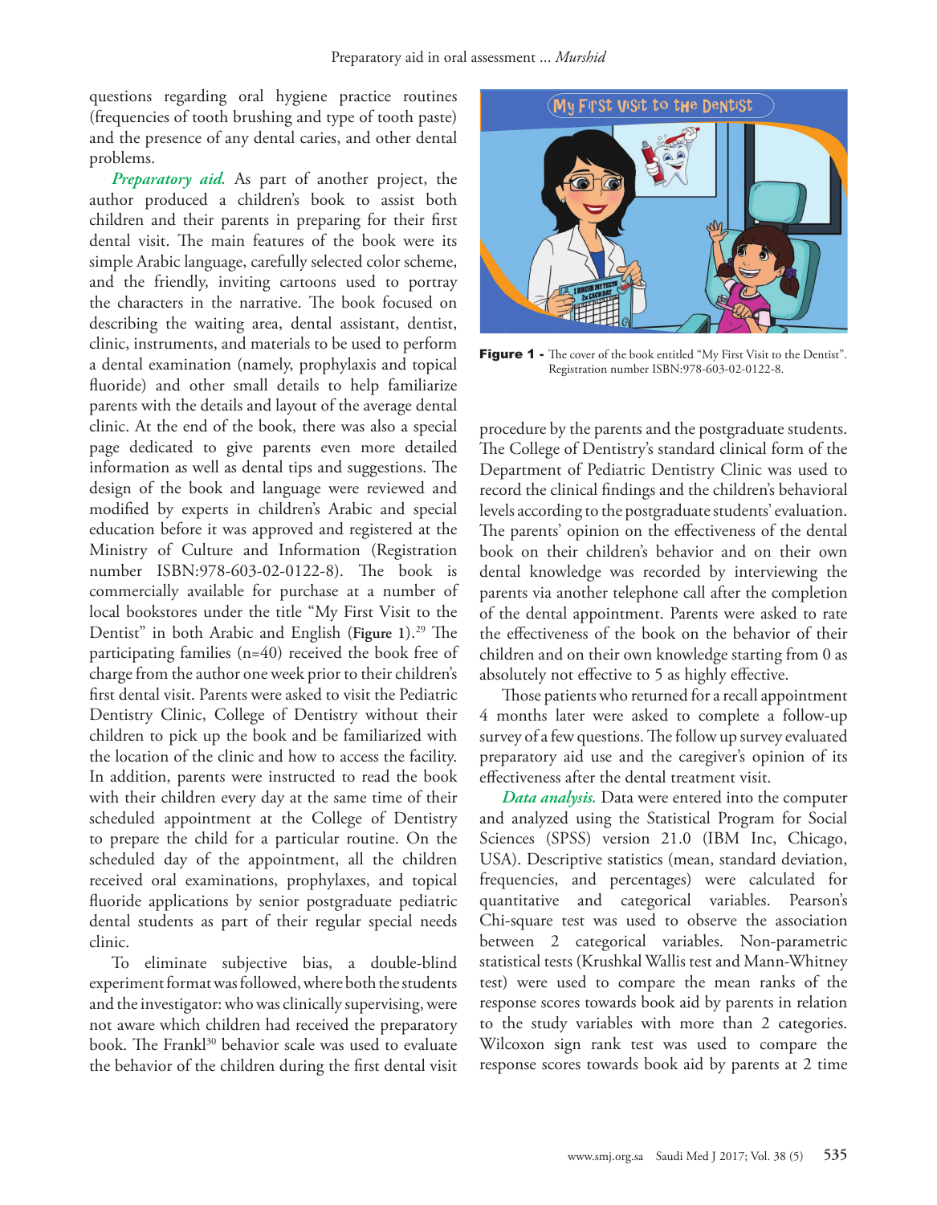questions regarding oral hygiene practice routines (frequencies of tooth brushing and type of tooth paste) and the presence of any dental caries, and other dental problems.

***Preparatory aid.*** As part of another project, the author produced a children's book to assist both children and their parents in preparing for their first dental visit. The main features of the book were its simple Arabic language, carefully selected color scheme, and the friendly, inviting cartoons used to portray the characters in the narrative. The book focused on describing the waiting area, dental assistant, dentist, clinic, instruments, and materials to be used to perform a dental examination (namely, prophylaxis and topical fluoride) and other small details to help familiarize parents with the details and layout of the average dental clinic. At the end of the book, there was also a special page dedicated to give parents even more detailed information as well as dental tips and suggestions. The design of the book and language were reviewed and modified by experts in children's Arabic and special education before it was approved and registered at the Ministry of Culture and Information (Registration number ISBN:978-603-02-0122-8). The book is commercially available for purchase at a number of local bookstores under the title "My First Visit to the Dentist" in both Arabic and English (**Figure 1**).[29] The participating families (n=40) received the book free of charge from the author one week prior to their children's first dental visit. Parents were asked to visit the Pediatric Dentistry Clinic, College of Dentistry without their children to pick up the book and be familiarized with the location of the clinic and how to access the facility. In addition, parents were instructed to read the book with their children every day at the same time of their scheduled appointment at the College of Dentistry to prepare the child for a particular routine. On the scheduled day of the appointment, all the children received oral examinations, prophylaxes, and topical fluoride applications by senior postgraduate pediatric dental students as part of their regular special needs clinic.

**Figure 1 -** The cover of the book entitled "My First Visit to the Dentist". Registration number ISBN:978-603-02-0122-8.

To eliminate subjective bias, a double-blind experiment format was followed, where both the students and the investigator: who was clinically supervising, were not aware which children had received the preparatory book. The Frankl[30] behavior scale was used to evaluate the behavior of the children during the first dental visit procedure by the parents and the postgraduate students. The College of Dentistry's standard clinical form of the Department of Pediatric Dentistry Clinic was used to record the clinical findings and the children's behavioral levels according to the postgraduate students' evaluation. The parents' opinion on the effectiveness of the dental book on their children's behavior and on their own dental knowledge was recorded by interviewing the parents via another telephone call after the completion of the dental appointment. Parents were asked to rate the effectiveness of the book on the behavior of their children and on their own knowledge starting from 0 as absolutely not effective to 5 as highly effective.

Those patients who returned for a recall appointment 4 months later were asked to complete a follow-up survey of a few questions. The follow up survey evaluated preparatory aid use and the caregiver's opinion of its effectiveness after the dental treatment visit.

***Data analysis.*** Data were entered into the computer and analyzed using the Statistical Program for Social Sciences (SPSS) version 21.0 (IBM Inc, Chicago, USA). Descriptive statistics (mean, standard deviation, frequencies, and percentages) were calculated for quantitative and categorical variables. Pearson's Chi-square test was used to observe the association between 2 categorical variables. Non-parametric statistical tests (Krushkal Wallis test and Mann-Whitney test) were used to compare the mean ranks of the response scores towards book aid by parents in relation to the study variables with more than 2 categories. Wilcoxon sign rank test was used to compare the response scores towards book aid by parents at 2 time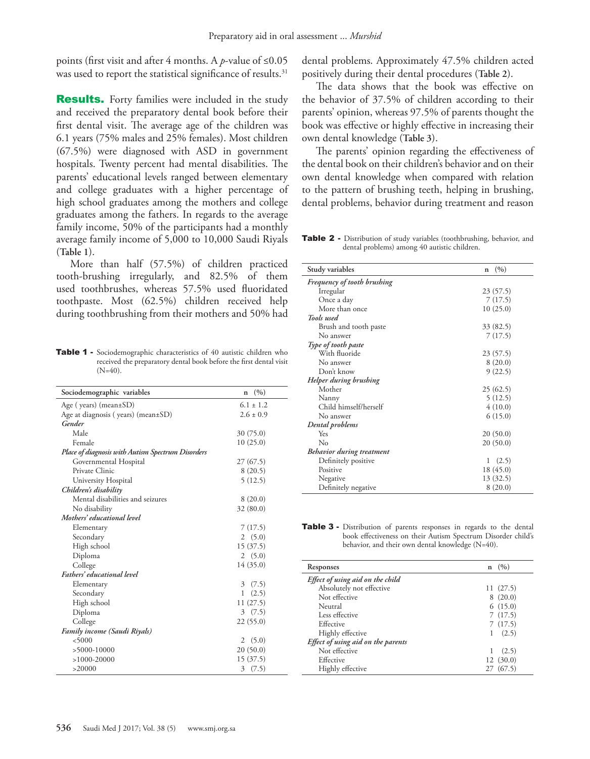points (first visit and after 4 months. A *p*-value of $\leq 0.05$ was used to report the statistical significance of results.[31]

**Results.** Forty families were included in the study and received the preparatory dental book before their first dental visit. The average age of the children was 6.1 years (75% males and 25% females). Most children (67.5%) were diagnosed with ASD in government hospitals. Twenty percent had mental disabilities. The parents' educational levels ranged between elementary and college graduates with a higher percentage of high school graduates among the mothers and college graduates among the fathers. In regards to the average family income, 50% of the participants had a monthly average family income of 5,000 to 10,000 Saudi Riyals (**Table 1**).

More than half (57.5%) of children practiced tooth-brushing irregularly, and 82.5% of them used toothbrushes, whereas 57.5% used fluoridated toothpaste. Most (62.5%) children received help during toothbrushing from their mothers and 50% had dental problems. Approximately 47.5% children acted positively during their dental procedures (**Table 2**).

The data shows that the book was effective on the behavior of 37.5% of children according to their parents' opinion, whereas 97.5% of parents thought the book was effective or highly effective in increasing their own dental knowledge (**Table 3**).

The parents' opinion regarding the effectiveness of the dental book on their children's behavior and on their own dental knowledge when compared with relation to the pattern of brushing teeth, helping in brushing, dental problems, behavior during treatment and reason

**Table 1 -** Sociodemographic characteristics of 40 autistic children who received the preparatory dental book before the first dental visit (N=40).

| Sociodemographic variables | n (%) |
|---|---|
| Age ( years) (mean±SD) | 6.1 ± 1.2 |
| Age at diagnosis ( years) (mean±SD) | 2.6 ± 0.9 |
| ***Gender*** | |
| Male | 30 (75.0) |
| Female | 10 (25.0) |
| ***Place of diagnosis with Autism Spectrum Disorders*** | |
| Governmental Hospital | 27 (67.5) |
| Private Clinic | 8 (20.5) |
| University Hospital | 5 (12.5) |
| ***Children's disability*** | |
| Mental disabilities and seizures | 8 (20.0) |
| No disability | 32 (80.0) |
| ***Mothers' educational level*** | |
| Elementary | 7 (17.5) |
| Secondary | 2 (5.0) |
| High school | 15 (37.5) |
| Diploma | 2 (5.0) |
| College | 14 (35.0) |
| ***Fathers' educational level*** | |
| Elementary | 3 (7.5) |
| Secondary | 1 (2.5) |
| High school | 11 (27.5) |
| Diploma | 3 (7.5) |
| College | 22 (55.0) |
| ***Family income (Saudi Riyals)*** | |
| <5000 | 2 (5.0) |
| >5000-10000 | 20 (50.0) |
| >1000-20000 | 15 (37.5) |
| >20000 | 3 (7.5) |

**Table 2 -** Distribution of study variables (toothbrushing, behavior, and dental problems) among 40 autistic children.

| Study variables | n (%) |
|---|---|
| *Frequency of tooth brushing* | |
| Irregular | 23 (57.5) |
| Once a day | 7 (17.5) |
| More than once | 10 (25.0) |
| *Tools used* | |
| Brush and tooth paste | 33 (82.5) |
| No answer | 7 (17.5) |
| *Type of tooth paste* | |
| With fluoride | 23 (57.5) |
| No answer | 8 (20.0) |
| Don't know | 9 (22.5) |
| *Helper during brushing* | |
| Mother | 25 (62.5) |
| Nanny | 5 (12.5) |
| Child himself/herself | 4 (10.0) |
| No answer | 6 (15.0) |
| *Dental problems* | |
| Yes | 20 (50.0) |
| No | 20 (50.0) |
| *Behavior during treatment* | |
| Definitely positive | 1 (2.5) |
| Positive | 18 (45.0) |
| Negative | 13 (32.5) |
| Definitely negative | 8 (20.0) |

**Table 3 -** Distribution of parents responses in regards to the dental book effectiveness on their Autism Spectrum Disorder child's behavior, and their own dental knowledge (N=40).

| Responses | n (%) |
|---|---|
| *Effect of using aid on the child* | |
| Absolutely not effective | 11 (27.5) |
| Not effective | 8 (20.0) |
| Neutral | 6 (15.0) |
| Less effective | 7 (17.5) |
| Effective | 7 (17.5) |
| Highly effective | 1 (2.5) |
| *Effect of using aid on the parents* | |
| Not effective | 1 (2.5) |
| Effective | 12 (30.0) |
| Highly effective | 27 (67.5) |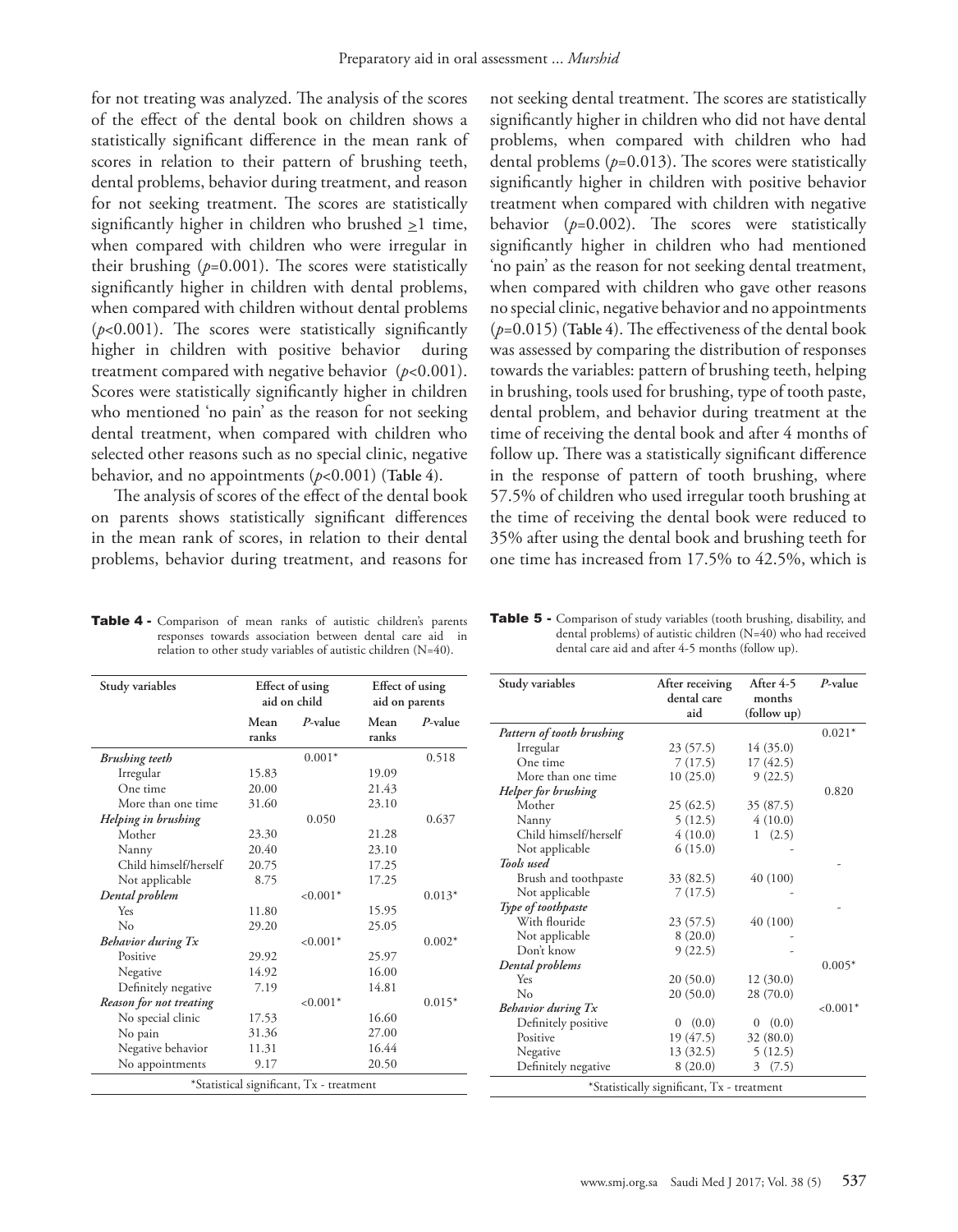for not treating was analyzed. The analysis of the scores of the effect of the dental book on children shows a statistically significant difference in the mean rank of scores in relation to their pattern of brushing teeth, dental problems, behavior during treatment, and reason for not seeking treatment. The scores are statistically significantly higher in children who brushed $\geq$1 time, when compared with children who were irregular in their brushing ($p$=0.001). The scores were statistically significantly higher in children with dental problems, when compared with children without dental problems ($p$<0.001). The scores were statistically significantly higher in children with positive behavior during treatment compared with negative behavior ($p$<0.001). Scores were statistically significantly higher in children who mentioned 'no pain' as the reason for not seeking dental treatment, when compared with children who selected other reasons such as no special clinic, negative behavior, and no appointments ($p$<0.001) (**Table 4**).

The analysis of scores of the effect of the dental book on parents shows statistically significant differences in the mean rank of scores, in relation to their dental problems, behavior during treatment, and reasons for not seeking dental treatment. The scores are statistically significantly higher in children who did not have dental problems, when compared with children who had dental problems ($p$=0.013). The scores were statistically significantly higher in children with positive behavior treatment when compared with children with negative behavior ($p$=0.002). The scores were statistically significantly higher in children who had mentioned 'no pain' as the reason for not seeking dental treatment, when compared with children who gave other reasons no special clinic, negative behavior and no appointments ($p$=0.015) (**Table 4**). The effectiveness of the dental book was assessed by comparing the distribution of responses towards the variables: pattern of brushing teeth, helping in brushing, tools used for brushing, type of tooth paste, dental problem, and behavior during treatment at the time of receiving the dental book and after 4 months of follow up. There was a statistically significant difference in the response of pattern of tooth brushing, where 57.5% of children who used irregular tooth brushing at the time of receiving the dental book were reduced to 35% after using the dental book and brushing teeth for one time has increased from 17.5% to 42.5%, which is

**Table 4 -** Comparison of mean ranks of autistic children's parents responses towards association between dental care aid in relation to other study variables of autistic children (N=40).

| Study variables | Effect of using aid on child | | Effect of using aid on parents | |
|---|---|---|---|---|
| | Mean ranks | *P*-value | Mean ranks | *P*-value |
| ***Brushing teeth*** | | 0.001* | | 0.518 |
| Irregular | 15.83 | | 19.09 | |
| One time | 20.00 | | 21.43 | |
| More than one time | 31.60 | | 23.10 | |
| ***Helping in brushing*** | | 0.050 | | 0.637 |
| Mother | 23.30 | | 21.28 | |
| Nanny | 20.40 | | 23.10 | |
| Child himself/herself | 20.75 | | 17.25 | |
| Not applicable | 8.75 | | 17.25 | |
| ***Dental problem*** | | <0.001* | | 0.013* |
| Yes | 11.80 | | 15.95 | |
| No | 29.20 | | 25.05 | |
| ***Behavior during Tx*** | | <0.001* | | 0.002* |
| Positive | 29.92 | | 25.97 | |
| Negative | 14.92 | | 16.00 | |
| Definitely negative | 7.19 | | 14.81 | |
| ***Reason for not treating*** | | <0.001* | | 0.015* |
| No special clinic | 17.53 | | 16.60 | |
| No pain | 31.36 | | 27.00 | |
| Negative behavior | 11.31 | | 16.44 | |
| No appointments | 9.17 | | 20.50 | |

*Statistical significant, Tx - treatment

**Table 5 -** Comparison of study variables (tooth brushing, disability, and dental problems) of autistic children (N=40) who had received dental care aid and after 4-5 months (follow up).

| Study variables | After receiving dental care aid | After 4-5 months (follow up) | *P*-value |
|---|---|---|---|
| ***Pattern of tooth brushing*** | | | 0.021* |
| Irregular | 23 (57.5) | 14 (35.0) | |
| One time | 7 (17.5) | 17 (42.5) | |
| More than one time | 10 (25.0) | 9 (22.5) | |
| ***Helper for brushing*** | | | 0.820 |
| Mother | 25 (62.5) | 35 (87.5) | |
| Nanny | 5 (12.5) | 4 (10.0) | |
| Child himself/herself | 4 (10.0) | 1 (2.5) | |
| Not applicable | 6 (15.0) | - | |
| ***Tools used*** | | | - |
| Brush and toothpaste | 33 (82.5) | 40 (100) | |
| Not applicable | 7 (17.5) | - | |
| ***Type of toothpaste*** | | | - |
| With flouride | 23 (57.5) | 40 (100) | |
| Not applicable | 8 (20.0) | - | |
| Don't know | 9 (22.5) | - | |
| ***Dental problems*** | | | 0.005* |
| Yes | 20 (50.0) | 12 (30.0) | |
| No | 20 (50.0) | 28 (70.0) | |
| ***Behavior during Tx*** | | | <0.001* |
| Definitely positive | 0 (0.0) | 0 (0.0) | |
| Positive | 19 (47.5) | 32 (80.0) | |
| Negative | 13 (32.5) | 5 (12.5) | |
| Definitely negative | 8 (20.0) | 3 (7.5) | |

*Statistically significant, Tx - treatment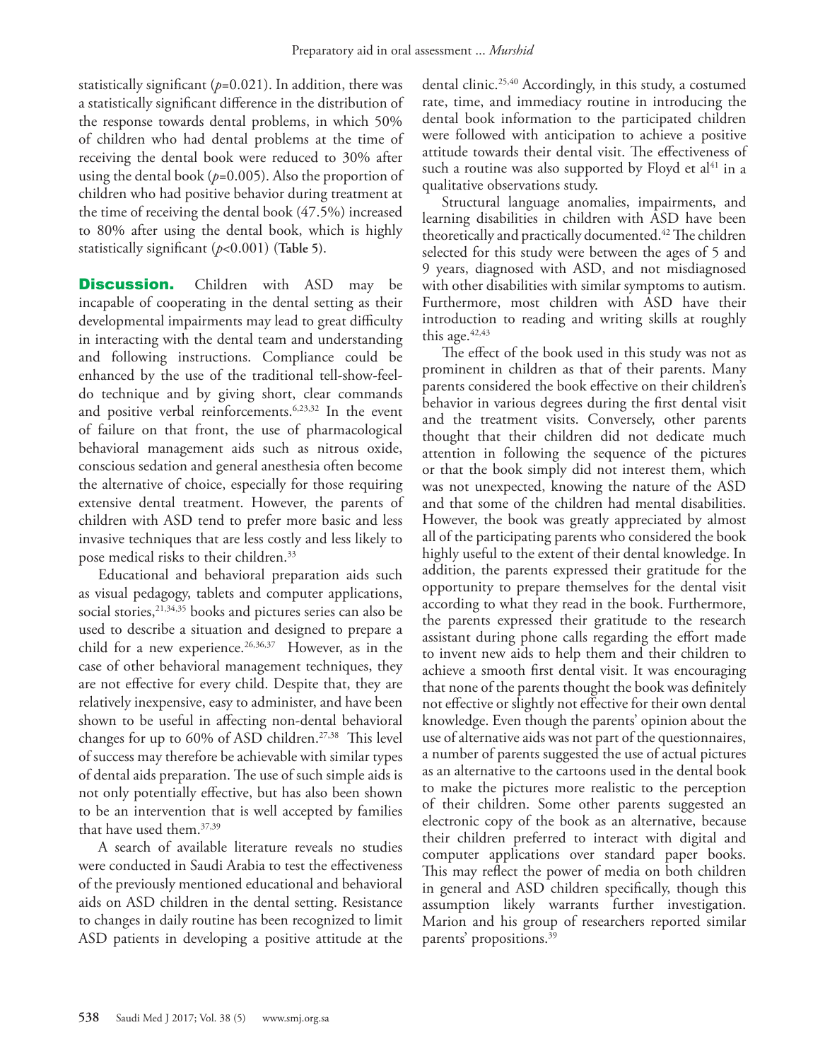statistically significant ($p$=0.021). In addition, there was a statistically significant difference in the distribution of the response towards dental problems, in which 50% of children who had dental problems at the time of receiving the dental book were reduced to 30% after using the dental book ($p$=0.005). Also the proportion of children who had positive behavior during treatment at the time of receiving the dental book (47.5%) increased to 80% after using the dental book, which is highly statistically significant ($p$<0.001) (**Table 5**).

**Discussion.** Children with ASD may be incapable of cooperating in the dental setting as their developmental impairments may lead to great difficulty in interacting with the dental team and understanding and following instructions. Compliance could be enhanced by the use of the traditional tell-show-feel-do technique and by giving short, clear commands and positive verbal reinforcements.[6,23,32] In the event of failure on that front, the use of pharmacological behavioral management aids such as nitrous oxide, conscious sedation and general anesthesia often become the alternative of choice, especially for those requiring extensive dental treatment. However, the parents of children with ASD tend to prefer more basic and less invasive techniques that are less costly and less likely to pose medical risks to their children.[33]

Educational and behavioral preparation aids such as visual pedagogy, tablets and computer applications, social stories,[21,34,35] books and pictures series can also be used to describe a situation and designed to prepare a child for a new experience.[26,36,37] However, as in the case of other behavioral management techniques, they are not effective for every child. Despite that, they are relatively inexpensive, easy to administer, and have been shown to be useful in affecting non-dental behavioral changes for up to 60% of ASD children.[27,38] This level of success may therefore be achievable with similar types of dental aids preparation. The use of such simple aids is not only potentially effective, but has also been shown to be an intervention that is well accepted by families that have used them.[37,39]

A search of available literature reveals no studies were conducted in Saudi Arabia to test the effectiveness of the previously mentioned educational and behavioral aids on ASD children in the dental setting. Resistance to changes in daily routine has been recognized to limit ASD patients in developing a positive attitude at the dental clinic.[25,40] Accordingly, in this study, a costumed rate, time, and immediacy routine in introducing the dental book information to the participated children were followed with anticipation to achieve a positive attitude towards their dental visit. The effectiveness of such a routine was also supported by Floyd et al[41] in a qualitative observations study.

Structural language anomalies, impairments, and learning disabilities in children with ASD have been theoretically and practically documented.[42] The children selected for this study were between the ages of 5 and 9 years, diagnosed with ASD, and not misdiagnosed with other disabilities with similar symptoms to autism. Furthermore, most children with ASD have their introduction to reading and writing skills at roughly this age.[42,43]

The effect of the book used in this study was not as prominent in children as that of their parents. Many parents considered the book effective on their children's behavior in various degrees during the first dental visit and the treatment visits. Conversely, other parents thought that their children did not dedicate much attention in following the sequence of the pictures or that the book simply did not interest them, which was not unexpected, knowing the nature of the ASD and that some of the children had mental disabilities. However, the book was greatly appreciated by almost all of the participating parents who considered the book highly useful to the extent of their dental knowledge. In addition, the parents expressed their gratitude for the opportunity to prepare themselves for the dental visit according to what they read in the book. Furthermore, the parents expressed their gratitude to the research assistant during phone calls regarding the effort made to invent new aids to help them and their children to achieve a smooth first dental visit. It was encouraging that none of the parents thought the book was definitely not effective or slightly not effective for their own dental knowledge. Even though the parents' opinion about the use of alternative aids was not part of the questionnaires, a number of parents suggested the use of actual pictures as an alternative to the cartoons used in the dental book to make the pictures more realistic to the perception of their children. Some other parents suggested an electronic copy of the book as an alternative, because their children preferred to interact with digital and computer applications over standard paper books. This may reflect the power of media on both children in general and ASD children specifically, though this assumption likely warrants further investigation. Marion and his group of researchers reported similar parents' propositions.[39]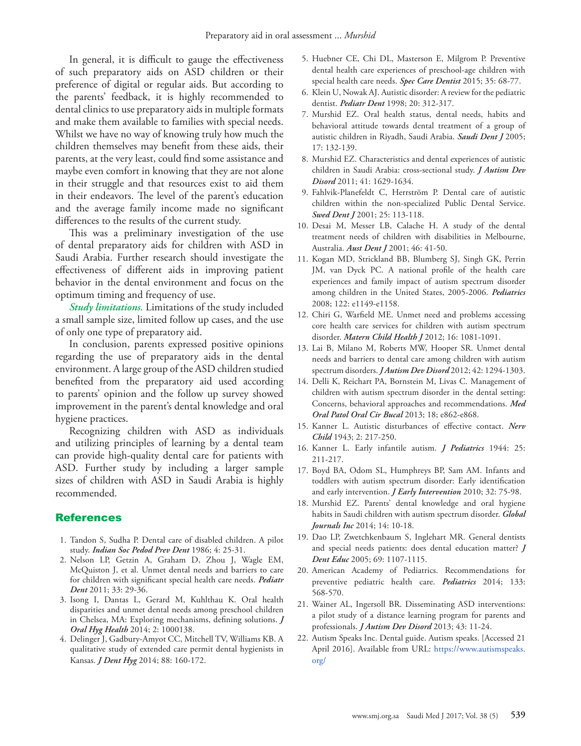In general, it is difficult to gauge the effectiveness of such preparatory aids on ASD children or their preference of digital or regular aids. But according to the parents' feedback, it is highly recommended to dental clinics to use preparatory aids in multiple formats and make them available to families with special needs. Whilst we have no way of knowing truly how much the children themselves may benefit from these aids, their parents, at the very least, could find some assistance and maybe even comfort in knowing that they are not alone in their struggle and that resources exist to aid them in their endeavors. The level of the parent's education and the average family income made no significant differences to the results of the current study.

This was a preliminary investigation of the use of dental preparatory aids for children with ASD in Saudi Arabia. Further research should investigate the effectiveness of different aids in improving patient behavior in the dental environment and focus on the optimum timing and frequency of use.

*Study limitations.* Limitations of the study included a small sample size, limited follow up cases, and the use of only one type of preparatory aid.

In conclusion, parents expressed positive opinions regarding the use of preparatory aids in the dental environment. A large group of the ASD children studied benefited from the preparatory aid used according to parents' opinion and the follow up survey showed improvement in the parent's dental knowledge and oral hygiene practices.

Recognizing children with ASD as individuals and utilizing principles of learning by a dental team can provide high-quality dental care for patients with ASD. Further study by including a larger sample sizes of children with ASD in Saudi Arabia is highly recommended.

## References

1. Tandon S, Sudha P. Dental care of disabled children. A pilot study. ***Indian Soc Pedod Prev Dent*** 1986; 4: 25-31.
2. Nelson LP, Getzin A, Graham D, Zhou J, Wagle EM, McQuiston J, et al. Unmet dental needs and barriers to care for children with significant special health care needs. ***Pediatr Dent*** 2011; 33: 29-36.
3. Isong I, Dantas L, Gerard M, Kuhlthau K. Oral health disparities and unmet dental needs among preschool children in Chelsea, MA: Exploring mechanisms, defining solutions. ***J Oral Hyg Health*** 2014; 2: 1000138.
4. Delinger J, Gadbury-Amyot CC, Mitchell TV, Williams KB. A qualitative study of extended care permit dental hygienists in Kansas. ***J Dent Hyg*** 2014; 88: 160-172.
5. Huebner CE, Chi DL, Masterson E, Milgrom P. Preventive dental health care experiences of preschool-age children with special health care needs. ***Spec Care Dentist*** 2015; 35: 68-77.
6. Klein U, Nowak AJ. Autistic disorder: A review for the pediatric dentist. ***Pediatr Dent*** 1998; 20: 312-317.
7. Murshid EZ. Oral health status, dental needs, habits and behavioral attitude towards dental treatment of a group of autistic children in Riyadh, Saudi Arabia. ***Saudi Dent J*** 2005; 17: 132-139.
8. Murshid EZ. Characteristics and dental experiences of autistic children in Saudi Arabia: cross-sectional study. ***J Autism Dev Disord*** 2011; 41: 1629-1634.
9. Fahlvik-Planefeldt C, Herrström P. Dental care of autistic children within the non-specialized Public Dental Service. ***Swed Dent J*** 2001; 25: 113-118.
10. Desai M, Messer LB, Calache H. A study of the dental treatment needs of children with disabilities in Melbourne, Australia. ***Aust Dent J*** 2001; 46: 41-50.
11. Kogan MD, Strickland BB, Blumberg SJ, Singh GK, Perrin JM, van Dyck PC. A national profile of the health care experiences and family impact of autism spectrum disorder among children in the United States, 2005-2006. ***Pediatrics*** 2008; 122: e1149-e1158.
12. Chiri G, Warfield ME. Unmet need and problems accessing core health care services for children with autism spectrum disorder. ***Matern Child Health J*** 2012; 16: 1081-1091.
13. Lai B, Milano M, Roberts MW, Hooper SR. Unmet dental needs and barriers to dental care among children with autism spectrum disorders. ***J Autism Dev Disord*** 2012; 42: 1294-1303.
14. Delli K, Reichart PA, Bornstein M, Livas C. Management of children with autism spectrum disorder in the dental setting: Concerns, behavioral approaches and recommendations. ***Med Oral Patol Oral Cir Bucal*** 2013; 18; e862-e868.
15. Kanner L. Autistic disturbances of effective contact. ***Nerv Child*** 1943; 2: 217-250.
16. Kanner L. Early infantile autism. ***J Pediatrics*** 1944: 25: 211-217.
17. Boyd BA, Odom SL, Humphreys BP, Sam AM. Infants and toddlers with autism spectrum disorder: Early identification and early intervention. ***J Early Intervention*** 2010; 32: 75-98.
18. Murshid EZ. Parents' dental knowledge and oral hygiene habits in Saudi children with autism spectrum disorder. ***Global Journals Inc*** 2014; 14: 10-18.
19. Dao LP, Zwetchkenbaum S, Inglehart MR. General dentists and special needs patients: does dental education matter? ***J Dent Educ*** 2005; 69: 1107-1115.
20. American Academy of Pediatrics. Recommendations for preventive pediatric health care. ***Pediatrics*** 2014; 133: 568-570.
21. Wainer AL, Ingersoll BR. Disseminating ASD interventions: a pilot study of a distance learning program for parents and professionals. ***J Autism Dev Disord*** 2013; 43: 11-24.
22. Autism Speaks Inc. Dental guide. Autism speaks. [Accessed 21 April 2016]. Available from URL: https://www.autismspeaks.org/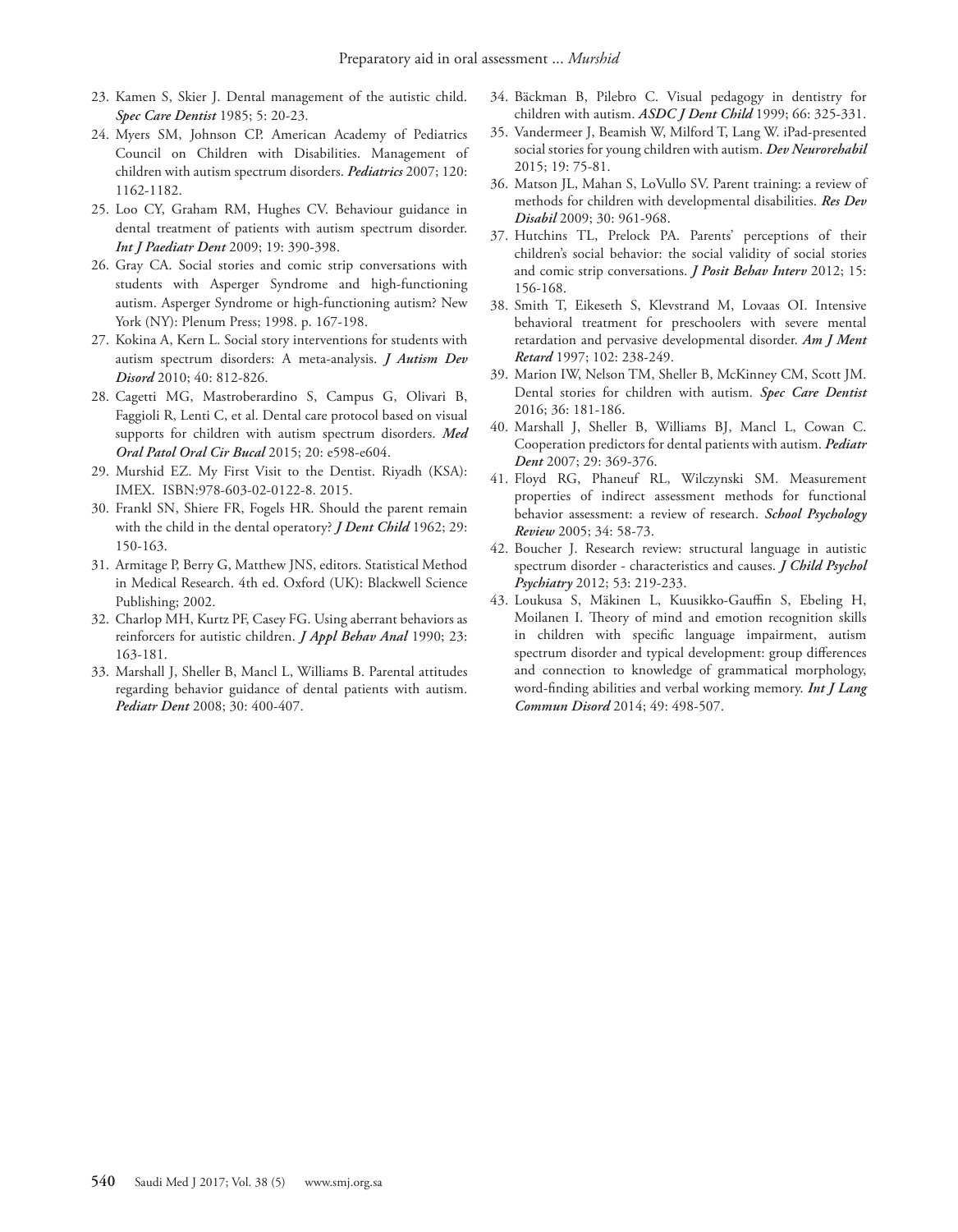23. Kamen S, Skier J. Dental management of the autistic child. ***Spec Care Dentist*** 1985; 5: 20-23.
24. Myers SM, Johnson CP. American Academy of Pediatrics Council on Children with Disabilities. Management of children with autism spectrum disorders. ***Pediatrics*** 2007; 120: 1162-1182.
25. Loo CY, Graham RM, Hughes CV. Behaviour guidance in dental treatment of patients with autism spectrum disorder. ***Int J Paediatr Dent*** 2009; 19: 390-398.
26. Gray CA. Social stories and comic strip conversations with students with Asperger Syndrome and high-functioning autism. Asperger Syndrome or high-functioning autism? New York (NY): Plenum Press; 1998. p. 167-198.
27. Kokina A, Kern L. Social story interventions for students with autism spectrum disorders: A meta-analysis. ***J Autism Dev Disord*** 2010; 40: 812-826.
28. Cagetti MG, Mastroberardino S, Campus G, Olivari B, Faggioli R, Lenti C, et al. Dental care protocol based on visual supports for children with autism spectrum disorders. ***Med Oral Patol Oral Cir Bucal*** 2015; 20: e598-e604.
29. Murshid EZ. My First Visit to the Dentist. Riyadh (KSA): IMEX. ISBN:978-603-02-0122-8. 2015.
30. Frankl SN, Shiere FR, Fogels HR. Should the parent remain with the child in the dental operatory? ***J Dent Child*** 1962; 29: 150-163.
31. Armitage P, Berry G, Matthew JNS, editors. Statistical Method in Medical Research. 4th ed. Oxford (UK): Blackwell Science Publishing; 2002.
32. Charlop MH, Kurtz PF, Casey FG. Using aberrant behaviors as reinforcers for autistic children. ***J Appl Behav Anal*** 1990; 23: 163-181.
33. Marshall J, Sheller B, Mancl L, Williams B. Parental attitudes regarding behavior guidance of dental patients with autism. ***Pediatr Dent*** 2008; 30: 400-407.
34. Bäckman B, Pilebro C. Visual pedagogy in dentistry for children with autism. ***ASDC J Dent Child*** 1999; 66: 325-331.
35. Vandermeer J, Beamish W, Milford T, Lang W. iPad-presented social stories for young children with autism. ***Dev Neurorehabil*** 2015; 19: 75-81.
36. Matson JL, Mahan S, LoVullo SV. Parent training: a review of methods for children with developmental disabilities. ***Res Dev Disabil*** 2009; 30: 961-968.
37. Hutchins TL, Prelock PA. Parents' perceptions of their children's social behavior: the social validity of social stories and comic strip conversations. ***J Posit Behav Interv*** 2012; 15: 156-168.
38. Smith T, Eikeseth S, Klevstrand M, Lovaas OI. Intensive behavioral treatment for preschoolers with severe mental retardation and pervasive developmental disorder. ***Am J Ment Retard*** 1997; 102: 238-249.
39. Marion IW, Nelson TM, Sheller B, McKinney CM, Scott JM. Dental stories for children with autism. ***Spec Care Dentist*** 2016; 36: 181-186.
40. Marshall J, Sheller B, Williams BJ, Mancl L, Cowan C. Cooperation predictors for dental patients with autism. ***Pediatr Dent*** 2007; 29: 369-376.
41. Floyd RG, Phaneuf RL, Wilczynski SM. Measurement properties of indirect assessment methods for functional behavior assessment: a review of research. ***School Psychology Review*** 2005; 34: 58-73.
42. Boucher J. Research review: structural language in autistic spectrum disorder - characteristics and causes. ***J Child Psychol Psychiatry*** 2012; 53: 219-233.
43. Loukusa S, Mäkinen L, Kuusikko-Gauffin S, Ebeling H, Moilanen I. Theory of mind and emotion recognition skills in children with specific language impairment, autism spectrum disorder and typical development: group differences and connection to knowledge of grammatical morphology, word-finding abilities and verbal working memory. ***Int J Lang Commun Disord*** 2014; 49: 498-507.